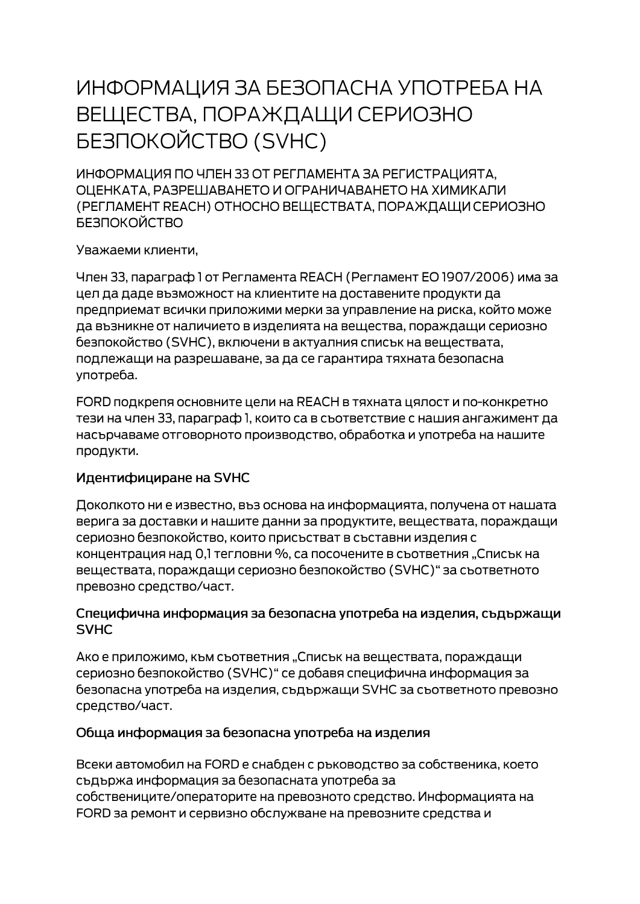# ИНФОРМАЦИЯ ЗА БЕЗОПАСНА УПОТРЕБА НА ВЕЩЕСТВА, ПОРАЖДАЩИ СЕРИОЗНО БЕЗПОКОЙСТВО (SVHC)

ИНФОРМАЦИЯ ПО ЧЛЕН 33 ОТ РЕГЛАМЕНТА ЗА РЕГИСТРАЦИЯТА, ОЦЕНКАТА, РАЗРЕШАВАНЕТО И ОГРАНИЧАВАНЕТО НА ХИМИКАЛИ (РЕГЛАМЕНТ REACH) ОТНОСНО ВЕЩЕСТВАТА, ПОРАЖДАЩИ СЕРИОЗНО БЕЗПОКОЙСТВО

Уважаеми клиенти,

Член 33, параграф 1 от Регламента REACH (Регламент ЕО 1907/2006) има за цел да даде възможност на клиентите на доставените продукти да предприемат всички приложими мерки за управление на риска, който може да възникне от наличието в изделията на вещества, пораждащи сериозно безпокойство (SVHC), включени в актуалния списък на веществата, подлежащи на разрешаване, за да се гарантира тяхната безопасна употреба.

FORD подкрепя основните цели на REACH в тяхната цялост и по-конкретно тези на член 33, параграф 1, които са в съответствие с нашия ангажимент да насърчаваме отговорното производство, обработка и употреба на нашите продукти.

### Идентифициране на SVHC

Доколкото ни е известно, въз основа на информацията, получена от нашата верига за доставки и нашите данни за продуктите, веществата, пораждащи сериозно безпокойство, които присъстват в съставни изделия с концентрация над 0,1 тегловни %, са посочените в съответния „Списък на веществата, пораждащи сериозно безпокойство (SVHC)“ за съответното превозно средство/част.

### Специфична информация за безопасна употреба на изделия, съдържащи SVHC

Ако е приложимо, към съответния „Списък на веществата, пораждащи сериозно безпокойство (SVHC)“ се добавя специфична информация за безопасна употреба на изделия, съдържащи SVHC за съответното превозно средство/част.

### Обща информация за безопасна употреба на изделия

Всеки автомобил на FORD е снабден с ръководство за собственика, което съдържа информация за безопасната употреба за собствениците/операторите на превозното средство. Информацията на FORD за ремонт и сервизно обслужване на превозните средства и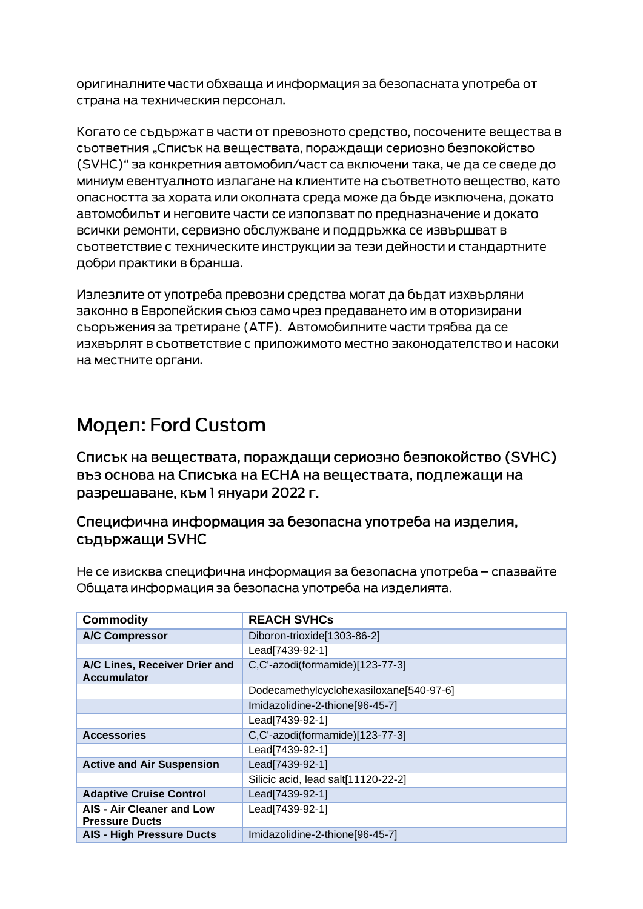оригиналните части обхваща и информация за безопасната употреба от страна на техническия персонал.

Когато се съдържат в части от превозното средство, посочените вещества в съответния „Списък на веществата, пораждащи сериозно безпокойство (SVHC)“ за конкретния автомобил/част са включени така, че да се сведе до миниум евентуалното излагане на клиентите на съответното вещество, като опасността за хората или околната среда може да бъде изключена, докато автомобилът и неговите части се използват по предназначение и докато всички ремонти, сервизно обслужване и поддръжка се извършват в съответствие с техническите инструкции за тези дейности и стандартните добри практики в бранша.

Излезлите от употреба превозни средства могат да бъдат изхвърляни законно в Европейския съюз само чрез предаването им в оторизирани съоръжения за третиране (ATF). Автомобилните части трябва да се изхвърлят в съответствие с приложимото местно законодателство и насоки на местните органи.

# Модел: Ford Custom

## Списък на веществата, пораждащи сериозно безпокойство (SVHC) въз основа на Списъка на ECHA на веществата, подлежащи на разрешаване, към 1 януари 2022 г.

### Специфична информация за безопасна употреба на изделия, съдържащи SVHC

Не се изисква специфична информация за безопасна употреба – спазвайте Общата информация за безопасна употреба на изделията.

| Commodity | REACH SVHCs |
|---|---|
| **A/C Compressor** | Diboron-trioxide[1303-86-2] |
| | Lead[7439-92-1] |
| **A/C Lines, Receiver Drier and Accumulator** | C,C'-azodi(formamide)[123-77-3] |
| | Dodecamethylcyclohexasiloxane[540-97-6] |
| | Imidazolidine-2-thione[96-45-7] |
| | Lead[7439-92-1] |
| **Accessories** | C,C'-azodi(formamide)[123-77-3] |
| | Lead[7439-92-1] |
| **Active and Air Suspension** | Lead[7439-92-1] |
| | Silicic acid, lead salt[11120-22-2] |
| **Adaptive Cruise Control** | Lead[7439-92-1] |
| **AIS - Air Cleaner and Low Pressure Ducts** | Lead[7439-92-1] |
| **AIS - High Pressure Ducts** | Imidazolidine-2-thione[96-45-7] |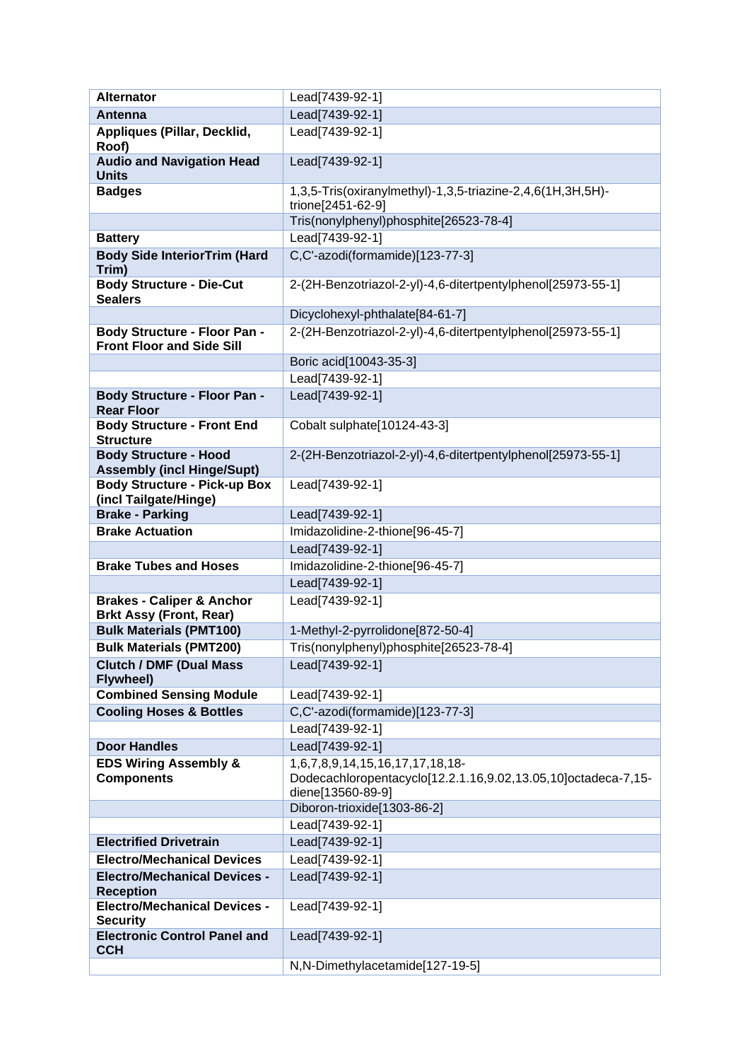| **Alternator** | Lead[7439-92-1] |
| --- | --- |
| **Antenna** | Lead[7439-92-1] |
| **Appliques (Pillar, Decklid, Roof)** | Lead[7439-92-1] |
| **Audio and Navigation Head Units** | Lead[7439-92-1] |
| **Badges** | 1,3,5-Tris(oxiranylmethyl)-1,3,5-triazine-2,4,6(1H,3H,5H)-trione[2451-62-9] |
| | Tris(nonylphenyl)phosphite[26523-78-4] |
| **Battery** | Lead[7439-92-1] |
| **Body Side InteriorTrim (Hard Trim)** | C,C'-azodi(formamide)[123-77-3] |
| **Body Structure - Die-Cut Sealers** | 2-(2H-Benzotriazol-2-yl)-4,6-ditertpentylphenol[25973-55-1] |
| | Dicyclohexyl-phthalate[84-61-7] |
| **Body Structure - Floor Pan - Front Floor and Side Sill** | 2-(2H-Benzotriazol-2-yl)-4,6-ditertpentylphenol[25973-55-1] |
| | Boric acid[10043-35-3] |
| | Lead[7439-92-1] |
| **Body Structure - Floor Pan - Rear Floor** | Lead[7439-92-1] |
| **Body Structure - Front End Structure** | Cobalt sulphate[10124-43-3] |
| **Body Structure - Hood Assembly (incl Hinge/Supt)** | 2-(2H-Benzotriazol-2-yl)-4,6-ditertpentylphenol[25973-55-1] |
| **Body Structure - Pick-up Box (incl Tailgate/Hinge)** | Lead[7439-92-1] |
| **Brake - Parking** | Lead[7439-92-1] |
| **Brake Actuation** | Imidazolidine-2-thione[96-45-7] |
| | Lead[7439-92-1] |
| **Brake Tubes and Hoses** | Imidazolidine-2-thione[96-45-7] |
| | Lead[7439-92-1] |
| **Brakes - Caliper & Anchor Brkt Assy (Front, Rear)** | Lead[7439-92-1] |
| **Bulk Materials (PMT100)** | 1-Methyl-2-pyrrolidone[872-50-4] |
| **Bulk Materials (PMT200)** | Tris(nonylphenyl)phosphite[26523-78-4] |
| **Clutch / DMF (Dual Mass Flywheel)** | Lead[7439-92-1] |
| **Combined Sensing Module** | Lead[7439-92-1] |
| **Cooling Hoses & Bottles** | C,C'-azodi(formamide)[123-77-3] |
| | Lead[7439-92-1] |
| **Door Handles** | Lead[7439-92-1] |
| **EDS Wiring Assembly & Components** | 1,6,7,8,9,14,15,16,17,17,18,18-Dodecachloropentacyclo[12.2.1.16,9.02,13.05,10]octadeca-7,15-diene[13560-89-9] |
| | Diboron-trioxide[1303-86-2] |
| | Lead[7439-92-1] |
| **Electrified Drivetrain** | Lead[7439-92-1] |
| **Electro/Mechanical Devices** | Lead[7439-92-1] |
| **Electro/Mechanical Devices - Reception** | Lead[7439-92-1] |
| **Electro/Mechanical Devices - Security** | Lead[7439-92-1] |
| **Electronic Control Panel and CCH** | Lead[7439-92-1] |
| | N,N-Dimethylacetamide[127-19-5] |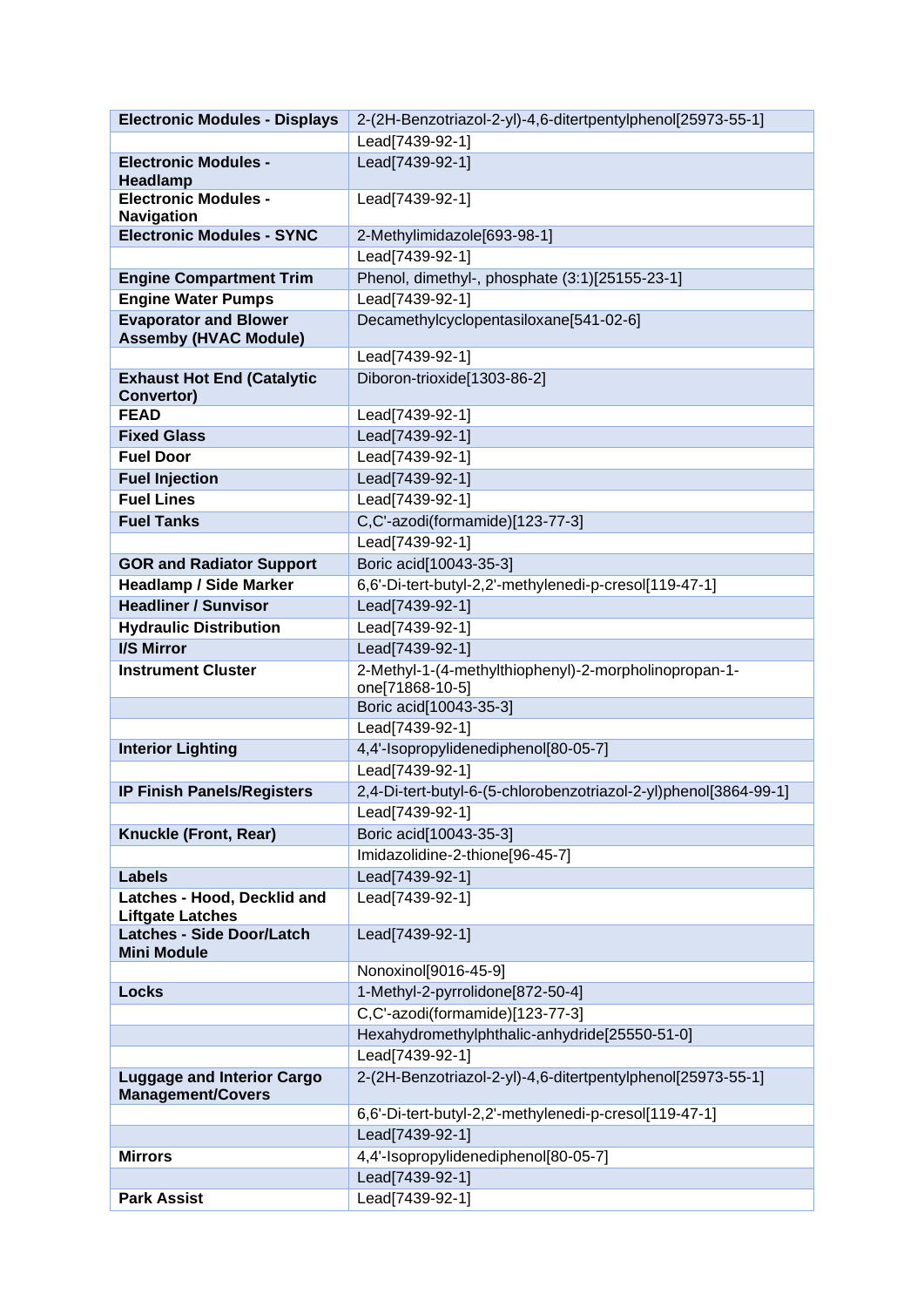| **Electronic Modules - Displays** | 2-(2H-Benzotriazol-2-yl)-4,6-ditertpentylphenol[25973-55-1] |
|---|---|
| | Lead[7439-92-1] |
| **Electronic Modules - Headlamp** | Lead[7439-92-1] |
| **Electronic Modules - Navigation** | Lead[7439-92-1] |
| **Electronic Modules - SYNC** | 2-Methylimidazole[693-98-1] |
| | Lead[7439-92-1] |
| **Engine Compartment Trim** | Phenol, dimethyl-, phosphate (3:1)[25155-23-1] |
| **Engine Water Pumps** | Lead[7439-92-1] |
| **Evaporator and Blower Assemby (HVAC Module)** | Decamethylcyclopentasiloxane[541-02-6] |
| | Lead[7439-92-1] |
| **Exhaust Hot End (Catalytic Convertor)** | Diboron-trioxide[1303-86-2] |
| **FEAD** | Lead[7439-92-1] |
| **Fixed Glass** | Lead[7439-92-1] |
| **Fuel Door** | Lead[7439-92-1] |
| **Fuel Injection** | Lead[7439-92-1] |
| **Fuel Lines** | Lead[7439-92-1] |
| **Fuel Tanks** | C,C'-azodi(formamide)[123-77-3] |
| | Lead[7439-92-1] |
| **GOR and Radiator Support** | Boric acid[10043-35-3] |
| **Headlamp / Side Marker** | 6,6'-Di-tert-butyl-2,2'-methylenedi-p-cresol[119-47-1] |
| **Headliner / Sunvisor** | Lead[7439-92-1] |
| **Hydraulic Distribution** | Lead[7439-92-1] |
| **I/S Mirror** | Lead[7439-92-1] |
| **Instrument Cluster** | 2-Methyl-1-(4-methylthiophenyl)-2-morpholinopropan-1-one[71868-10-5] |
| | Boric acid[10043-35-3] |
| | Lead[7439-92-1] |
| **Interior Lighting** | 4,4'-Isopropylidenediphenol[80-05-7] |
| | Lead[7439-92-1] |
| **IP Finish Panels/Registers** | 2,4-Di-tert-butyl-6-(5-chlorobenzotriazol-2-yl)phenol[3864-99-1] |
| | Lead[7439-92-1] |
| **Knuckle (Front, Rear)** | Boric acid[10043-35-3] |
| | Imidazolidine-2-thione[96-45-7] |
| **Labels** | Lead[7439-92-1] |
| **Latches - Hood, Decklid and Liftgate Latches** | Lead[7439-92-1] |
| **Latches - Side Door/Latch Mini Module** | Lead[7439-92-1] |
| | Nonoxinol[9016-45-9] |
| **Locks** | 1-Methyl-2-pyrrolidone[872-50-4] |
| | C,C'-azodi(formamide)[123-77-3] |
| | Hexahydromethylphthalic-anhydride[25550-51-0] |
| | Lead[7439-92-1] |
| **Luggage and Interior Cargo Management/Covers** | 2-(2H-Benzotriazol-2-yl)-4,6-ditertpentylphenol[25973-55-1] |
| | 6,6'-Di-tert-butyl-2,2'-methylenedi-p-cresol[119-47-1] |
| | Lead[7439-92-1] |
| **Mirrors** | 4,4'-Isopropylidenediphenol[80-05-7] |
| | Lead[7439-92-1] |
| **Park Assist** | Lead[7439-92-1] |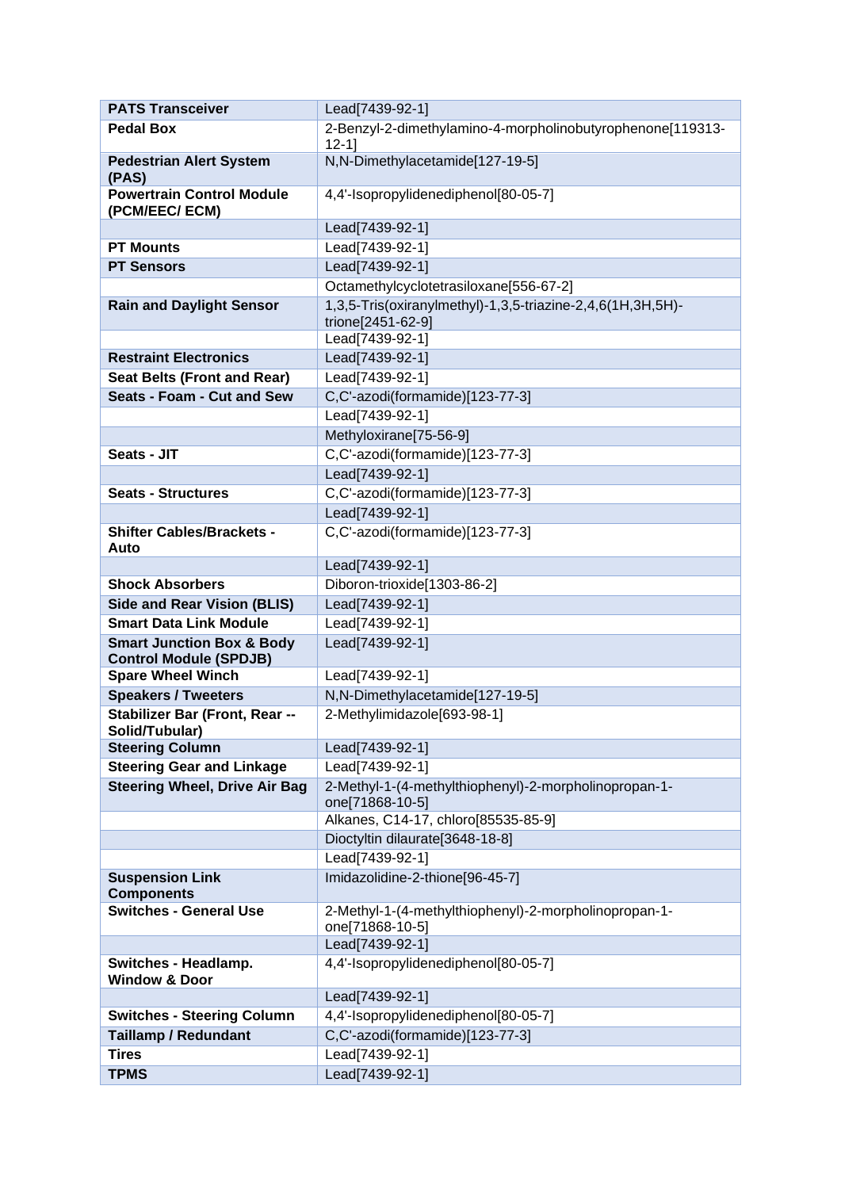| PATS Transceiver | Lead[7439-92-1] |
|---|---|
| **Pedal Box** | 2-Benzyl-2-dimethylamino-4-morpholinobutyrophenone[119313-12-1] |
| **Pedestrian Alert System (PAS)** | N,N-Dimethylacetamide[127-19-5] |
| **Powertrain Control Module (PCM/EEC/ ECM)** | 4,4'-Isopropylidenediphenol[80-05-7] |
| | Lead[7439-92-1] |
| **PT Mounts** | Lead[7439-92-1] |
| **PT Sensors** | Lead[7439-92-1] |
| | Octamethylcyclotetrasiloxane[556-67-2] |
| **Rain and Daylight Sensor** | 1,3,5-Tris(oxiranylmethyl)-1,3,5-triazine-2,4,6(1H,3H,5H)-trione[2451-62-9] |
| | Lead[7439-92-1] |
| **Restraint Electronics** | Lead[7439-92-1] |
| **Seat Belts (Front and Rear)** | Lead[7439-92-1] |
| **Seats - Foam - Cut and Sew** | C,C'-azodi(formamide)[123-77-3] |
| | Lead[7439-92-1] |
| | Methyloxirane[75-56-9] |
| **Seats - JIT** | C,C'-azodi(formamide)[123-77-3] |
| | Lead[7439-92-1] |
| **Seats - Structures** | C,C'-azodi(formamide)[123-77-3] |
| | Lead[7439-92-1] |
| **Shifter Cables/Brackets - Auto** | C,C'-azodi(formamide)[123-77-3] |
| | Lead[7439-92-1] |
| **Shock Absorbers** | Diboron-trioxide[1303-86-2] |
| **Side and Rear Vision (BLIS)** | Lead[7439-92-1] |
| **Smart Data Link Module** | Lead[7439-92-1] |
| **Smart Junction Box & Body Control Module (SPDJB)** | Lead[7439-92-1] |
| **Spare Wheel Winch** | Lead[7439-92-1] |
| **Speakers / Tweeters** | N,N-Dimethylacetamide[127-19-5] |
| **Stabilizer Bar (Front, Rear -- Solid/Tubular)** | 2-Methylimidazole[693-98-1] |
| **Steering Column** | Lead[7439-92-1] |
| **Steering Gear and Linkage** | Lead[7439-92-1] |
| **Steering Wheel, Drive Air Bag** | 2-Methyl-1-(4-methylthiophenyl)-2-morpholinopropan-1-one[71868-10-5] |
| | Alkanes, C14-17, chloro[85535-85-9] |
| | Dioctyltin dilaurate[3648-18-8] |
| | Lead[7439-92-1] |
| **Suspension Link Components** | Imidazolidine-2-thione[96-45-7] |
| **Switches - General Use** | 2-Methyl-1-(4-methylthiophenyl)-2-morpholinopropan-1-one[71868-10-5] |
| | Lead[7439-92-1] |
| **Switches - Headlamp. Window & Door** | 4,4'-Isopropylidenediphenol[80-05-7] |
| | Lead[7439-92-1] |
| **Switches - Steering Column** | 4,4'-Isopropylidenediphenol[80-05-7] |
| **Taillamp / Redundant** | C,C'-azodi(formamide)[123-77-3] |
| **Tires** | Lead[7439-92-1] |
| **TPMS** | Lead[7439-92-1] |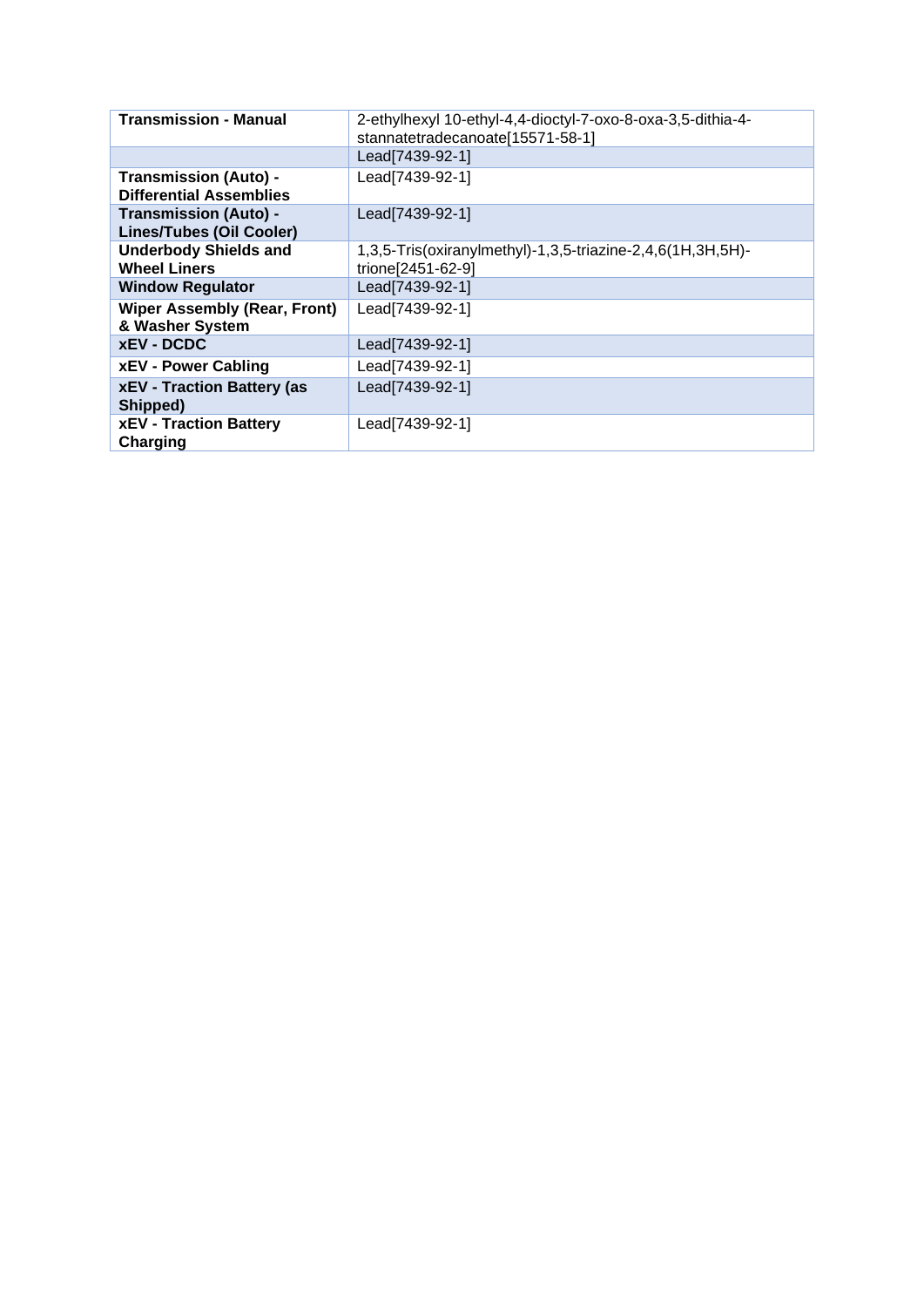| | |
|---|---|
| **Transmission - Manual** | 2-ethylhexyl 10-ethyl-4,4-dioctyl-7-oxo-8-oxa-3,5-dithia-4-stannatetradecanoate[15571-58-1] |
| | Lead[7439-92-1] |
| **Transmission (Auto) - Differential Assemblies** | Lead[7439-92-1] |
| **Transmission (Auto) - Lines/Tubes (Oil Cooler)** | Lead[7439-92-1] |
| **Underbody Shields and Wheel Liners** | 1,3,5-Tris(oxiranylmethyl)-1,3,5-triazine-2,4,6(1H,3H,5H)-trione[2451-62-9] |
| **Window Regulator** | Lead[7439-92-1] |
| **Wiper Assembly (Rear, Front) & Washer System** | Lead[7439-92-1] |
| **xEV - DCDC** | Lead[7439-92-1] |
| **xEV - Power Cabling** | Lead[7439-92-1] |
| **xEV - Traction Battery (as Shipped)** | Lead[7439-92-1] |
| **xEV - Traction Battery Charging** | Lead[7439-92-1] |